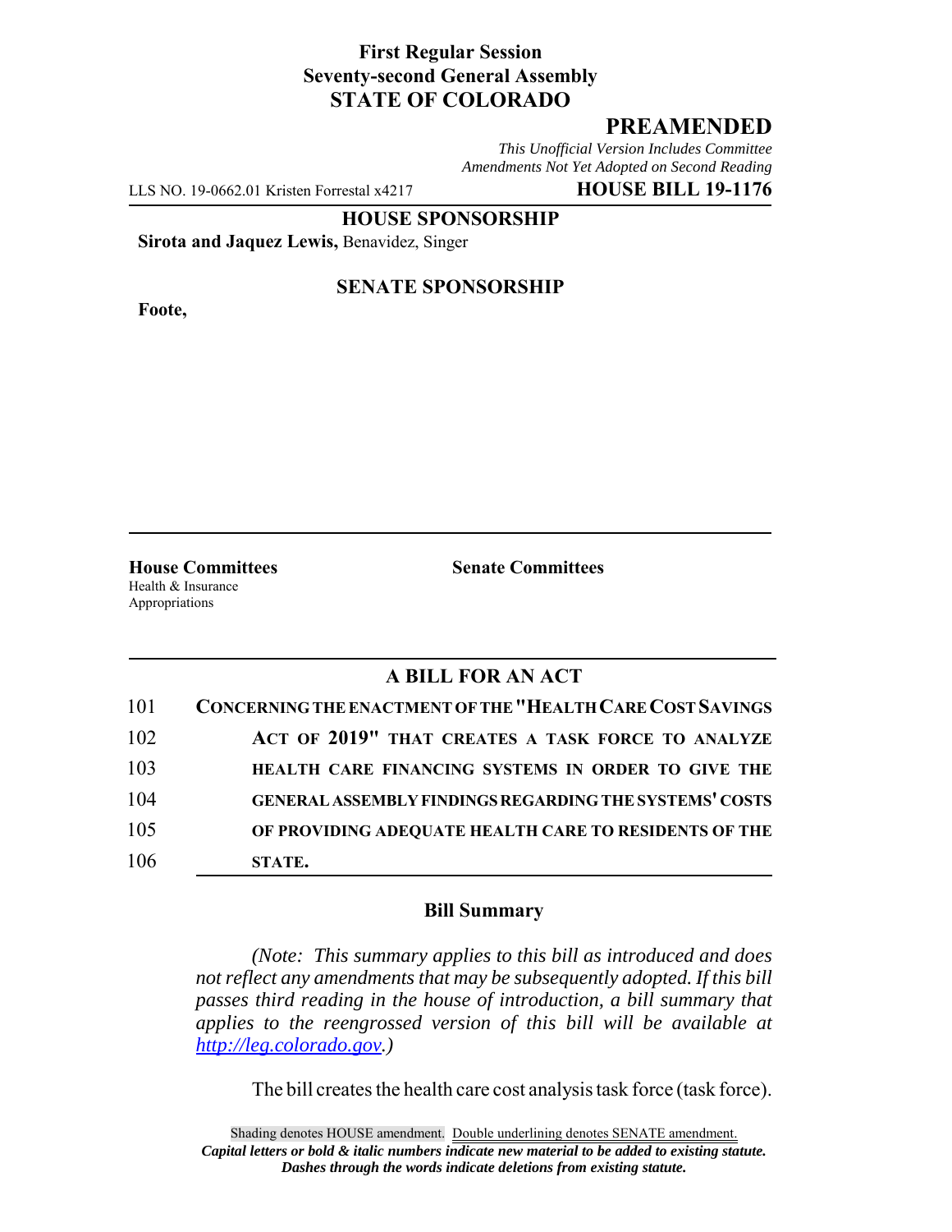**First Regular Session**
**Seventy-second General Assembly**
**STATE OF COLORADO**

# PREAMENDED

*This Unofficial Version Includes Committee Amendments Not Yet Adopted on Second Reading*

LLS NO. 19-0662.01 Kristen Forrestal x4217 **HOUSE BILL 19-1176**

**HOUSE SPONSORSHIP**

**Sirota and Jaquez Lewis,** Benavidez, Singer

**SENATE SPONSORSHIP**

**Foote,**

**House Committees**
Health & Insurance
Appropriations

**Senate Committees**

## A BILL FOR AN ACT

101 **CONCERNING THE ENACTMENT OF THE "HEALTH CARE COST SAVINGS**
102 **ACT OF 2019" THAT CREATES A TASK FORCE TO ANALYZE**
103 **HEALTH CARE FINANCING SYSTEMS IN ORDER TO GIVE THE**
104 **GENERAL ASSEMBLY FINDINGS REGARDING THE SYSTEMS' COSTS**
105 **OF PROVIDING ADEQUATE HEALTH CARE TO RESIDENTS OF THE**
106 **STATE.**

### Bill Summary

*(Note: This summary applies to this bill as introduced and does not reflect any amendments that may be subsequently adopted. If this bill passes third reading in the house of introduction, a bill summary that applies to the reengrossed version of this bill will be available at http://leg.colorado.gov.)*

The bill creates the health care cost analysis task force (task force).

Shading denotes HOUSE amendment. Double underlining denotes SENATE amendment.
***Capital letters or bold & italic numbers indicate new material to be added to existing statute.***
***Dashes through the words indicate deletions from existing statute.***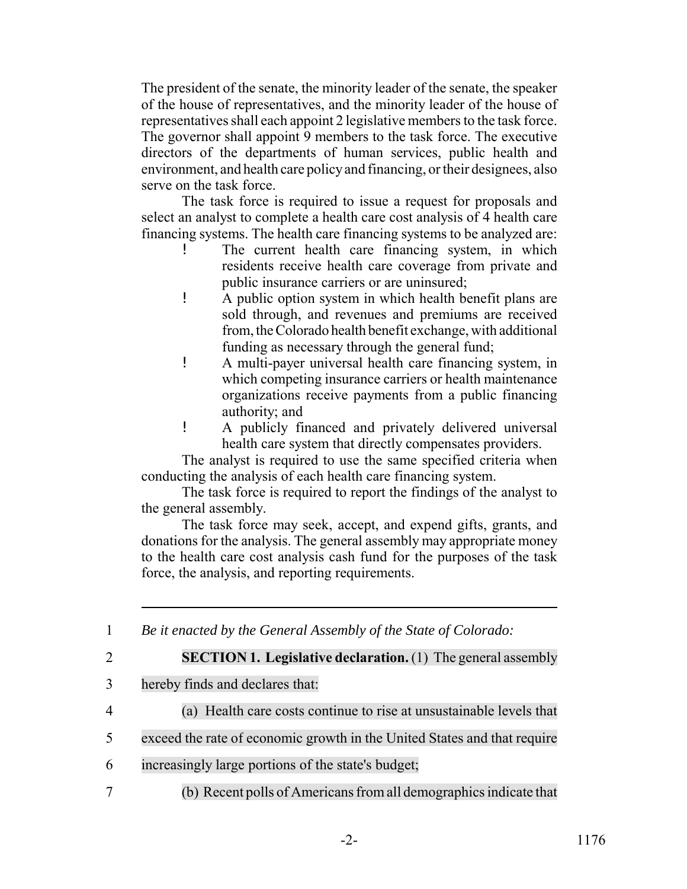The president of the senate, the minority leader of the senate, the speaker of the house of representatives, and the minority leader of the house of representatives shall each appoint 2 legislative members to the task force. The governor shall appoint 9 members to the task force. The executive directors of the departments of human services, public health and environment, and health care policy and financing, or their designees, also serve on the task force.

The task force is required to issue a request for proposals and select an analyst to complete a health care cost analysis of 4 health care financing systems. The health care financing systems to be analyzed are:

- The current health care financing system, in which residents receive health care coverage from private and public insurance carriers or are uninsured;
- A public option system in which health benefit plans are sold through, and revenues and premiums are received from, the Colorado health benefit exchange, with additional funding as necessary through the general fund;
- A multi-payer universal health care financing system, in which competing insurance carriers or health maintenance organizations receive payments from a public financing authority; and
- A publicly financed and privately delivered universal health care system that directly compensates providers.

The analyst is required to use the same specified criteria when conducting the analysis of each health care financing system.

The task force is required to report the findings of the analyst to the general assembly.

The task force may seek, accept, and expend gifts, grants, and donations for the analysis. The general assembly may appropriate money to the health care cost analysis cash fund for the purposes of the task force, the analysis, and reporting requirements.

---

1 *Be it enacted by the General Assembly of the State of Colorado:*

2 **SECTION 1. Legislative declaration.** (1) The general assembly
3 hereby finds and declares that:

4 (a) Health care costs continue to rise at unsustainable levels that
5 exceed the rate of economic growth in the United States and that require
6 increasingly large portions of the state's budget;

7 (b) Recent polls of Americans from all demographics indicate that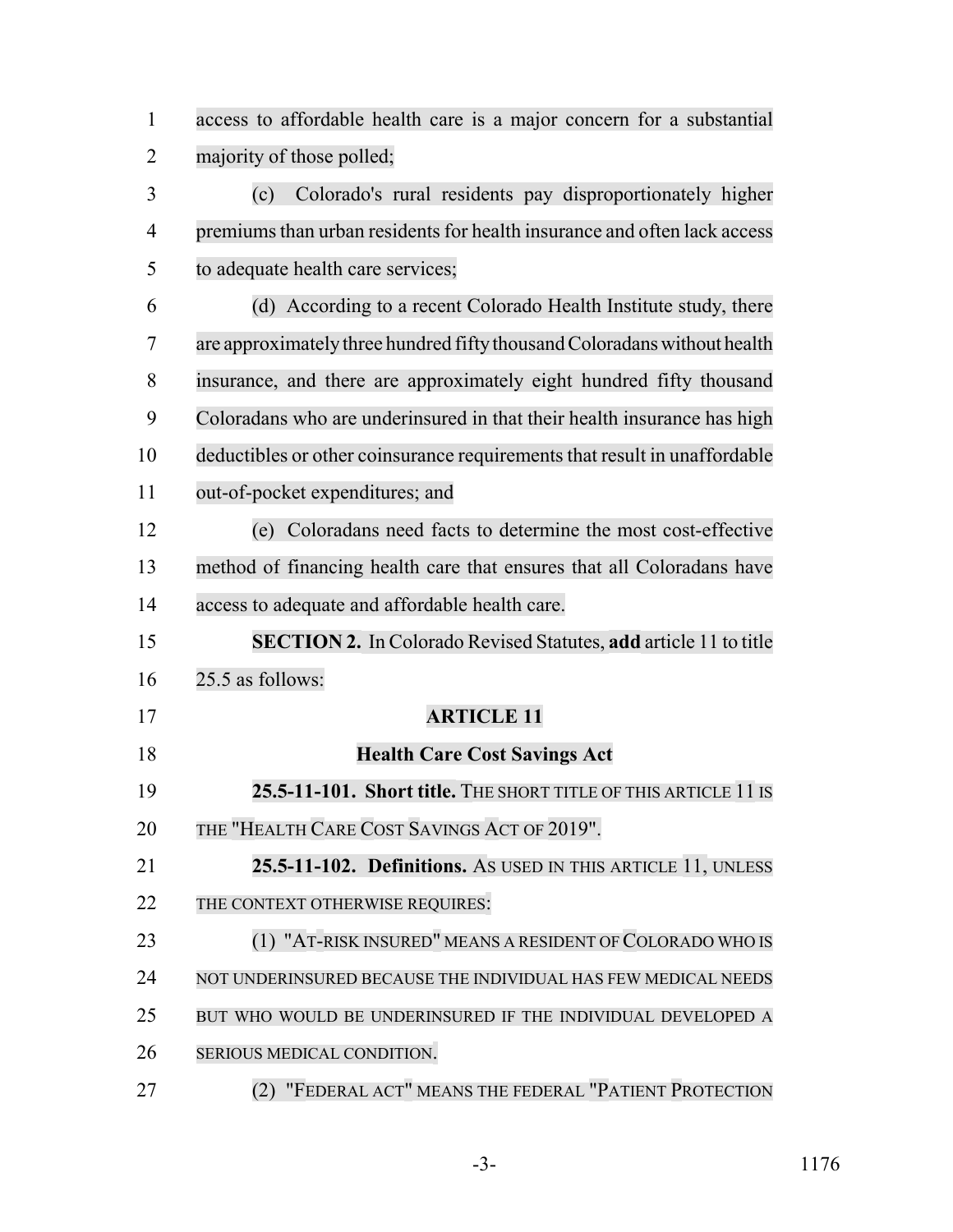access to affordable health care is a major concern for a substantial majority of those polled;

(c) Colorado's rural residents pay disproportionately higher premiums than urban residents for health insurance and often lack access to adequate health care services;

(d) According to a recent Colorado Health Institute study, there are approximately three hundred fifty thousand Coloradans without health insurance, and there are approximately eight hundred fifty thousand Coloradans who are underinsured in that their health insurance has high deductibles or other coinsurance requirements that result in unaffordable out-of-pocket expenditures; and

(e) Coloradans need facts to determine the most cost-effective method of financing health care that ensures that all Coloradans have access to adequate and affordable health care.

**SECTION 2.** In Colorado Revised Statutes, **add** article 11 to title 25.5 as follows:

## ARTICLE 11

## Health Care Cost Savings Act

**25.5-11-101. Short title.** THE SHORT TITLE OF THIS ARTICLE 11 IS THE "HEALTH CARE COST SAVINGS ACT OF 2019".

**25.5-11-102. Definitions.** AS USED IN THIS ARTICLE 11, UNLESS THE CONTEXT OTHERWISE REQUIRES:

(1) "AT-RISK INSURED" MEANS A RESIDENT OF COLORADO WHO IS NOT UNDERINSURED BECAUSE THE INDIVIDUAL HAS FEW MEDICAL NEEDS BUT WHO WOULD BE UNDERINSURED IF THE INDIVIDUAL DEVELOPED A SERIOUS MEDICAL CONDITION.

(2) "FEDERAL ACT" MEANS THE FEDERAL "PATIENT PROTECTION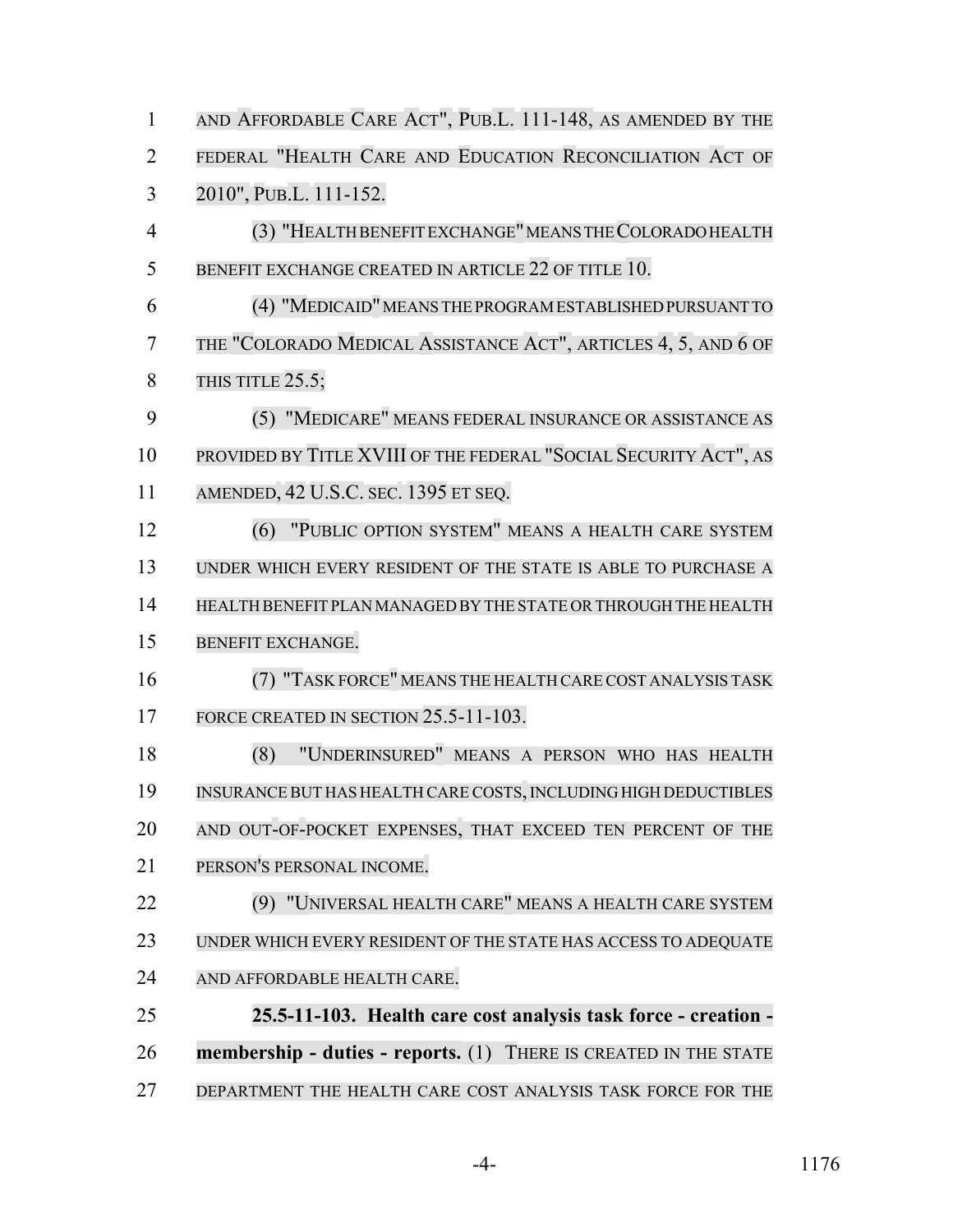AND AFFORDABLE CARE ACT", PUB.L. 111-148, AS AMENDED BY THE FEDERAL "HEALTH CARE AND EDUCATION RECONCILIATION ACT OF 2010", PUB.L. 111-152.

(3) "HEALTH BENEFIT EXCHANGE" MEANS THE COLORADO HEALTH BENEFIT EXCHANGE CREATED IN ARTICLE 22 OF TITLE 10.

(4) "MEDICAID" MEANS THE PROGRAM ESTABLISHED PURSUANT TO THE "COLORADO MEDICAL ASSISTANCE ACT", ARTICLES 4, 5, AND 6 OF THIS TITLE 25.5;

(5) "MEDICARE" MEANS FEDERAL INSURANCE OR ASSISTANCE AS PROVIDED BY TITLE XVIII OF THE FEDERAL "SOCIAL SECURITY ACT", AS AMENDED, 42 U.S.C. SEC. 1395 ET SEQ.

(6) "PUBLIC OPTION SYSTEM" MEANS A HEALTH CARE SYSTEM UNDER WHICH EVERY RESIDENT OF THE STATE IS ABLE TO PURCHASE A HEALTH BENEFIT PLAN MANAGED BY THE STATE OR THROUGH THE HEALTH BENEFIT EXCHANGE.

(7) "TASK FORCE" MEANS THE HEALTH CARE COST ANALYSIS TASK FORCE CREATED IN SECTION 25.5-11-103.

(8) "UNDERINSURED" MEANS A PERSON WHO HAS HEALTH INSURANCE BUT HAS HEALTH CARE COSTS, INCLUDING HIGH DEDUCTIBLES AND OUT-OF-POCKET EXPENSES, THAT EXCEED TEN PERCENT OF THE PERSON'S PERSONAL INCOME.

(9) "UNIVERSAL HEALTH CARE" MEANS A HEALTH CARE SYSTEM UNDER WHICH EVERY RESIDENT OF THE STATE HAS ACCESS TO ADEQUATE AND AFFORDABLE HEALTH CARE.

**25.5-11-103. Health care cost analysis task force - creation - membership - duties - reports.** (1) THERE IS CREATED IN THE STATE DEPARTMENT THE HEALTH CARE COST ANALYSIS TASK FORCE FOR THE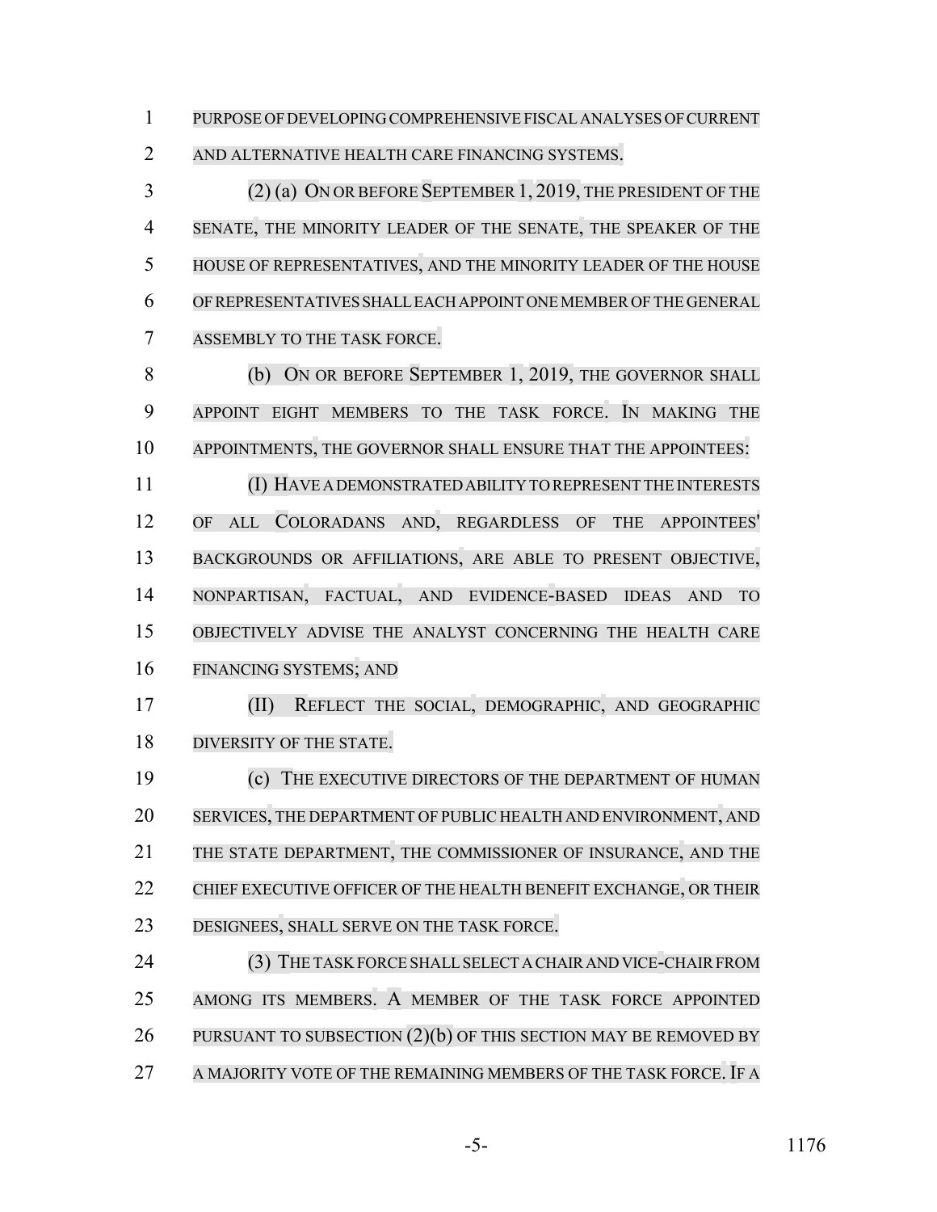PURPOSE OF DEVELOPING COMPREHENSIVE FISCAL ANALYSES OF CURRENT AND ALTERNATIVE HEALTH CARE FINANCING SYSTEMS.

(2) (a) ON OR BEFORE SEPTEMBER 1, 2019, THE PRESIDENT OF THE SENATE, THE MINORITY LEADER OF THE SENATE, THE SPEAKER OF THE HOUSE OF REPRESENTATIVES, AND THE MINORITY LEADER OF THE HOUSE OF REPRESENTATIVES SHALL EACH APPOINT ONE MEMBER OF THE GENERAL ASSEMBLY TO THE TASK FORCE.

(b) ON OR BEFORE SEPTEMBER 1, 2019, THE GOVERNOR SHALL APPOINT EIGHT MEMBERS TO THE TASK FORCE. IN MAKING THE APPOINTMENTS, THE GOVERNOR SHALL ENSURE THAT THE APPOINTEES:

(I) HAVE A DEMONSTRATED ABILITY TO REPRESENT THE INTERESTS OF ALL COLORADANS AND, REGARDLESS OF THE APPOINTEES' BACKGROUNDS OR AFFILIATIONS, ARE ABLE TO PRESENT OBJECTIVE, NONPARTISAN, FACTUAL, AND EVIDENCE-BASED IDEAS AND TO OBJECTIVELY ADVISE THE ANALYST CONCERNING THE HEALTH CARE FINANCING SYSTEMS; AND

(II) REFLECT THE SOCIAL, DEMOGRAPHIC, AND GEOGRAPHIC DIVERSITY OF THE STATE.

(c) THE EXECUTIVE DIRECTORS OF THE DEPARTMENT OF HUMAN SERVICES, THE DEPARTMENT OF PUBLIC HEALTH AND ENVIRONMENT, AND THE STATE DEPARTMENT, THE COMMISSIONER OF INSURANCE, AND THE CHIEF EXECUTIVE OFFICER OF THE HEALTH BENEFIT EXCHANGE, OR THEIR DESIGNEES, SHALL SERVE ON THE TASK FORCE.

(3) THE TASK FORCE SHALL SELECT A CHAIR AND VICE-CHAIR FROM AMONG ITS MEMBERS. A MEMBER OF THE TASK FORCE APPOINTED PURSUANT TO SUBSECTION (2)(b) OF THIS SECTION MAY BE REMOVED BY A MAJORITY VOTE OF THE REMAINING MEMBERS OF THE TASK FORCE. IF A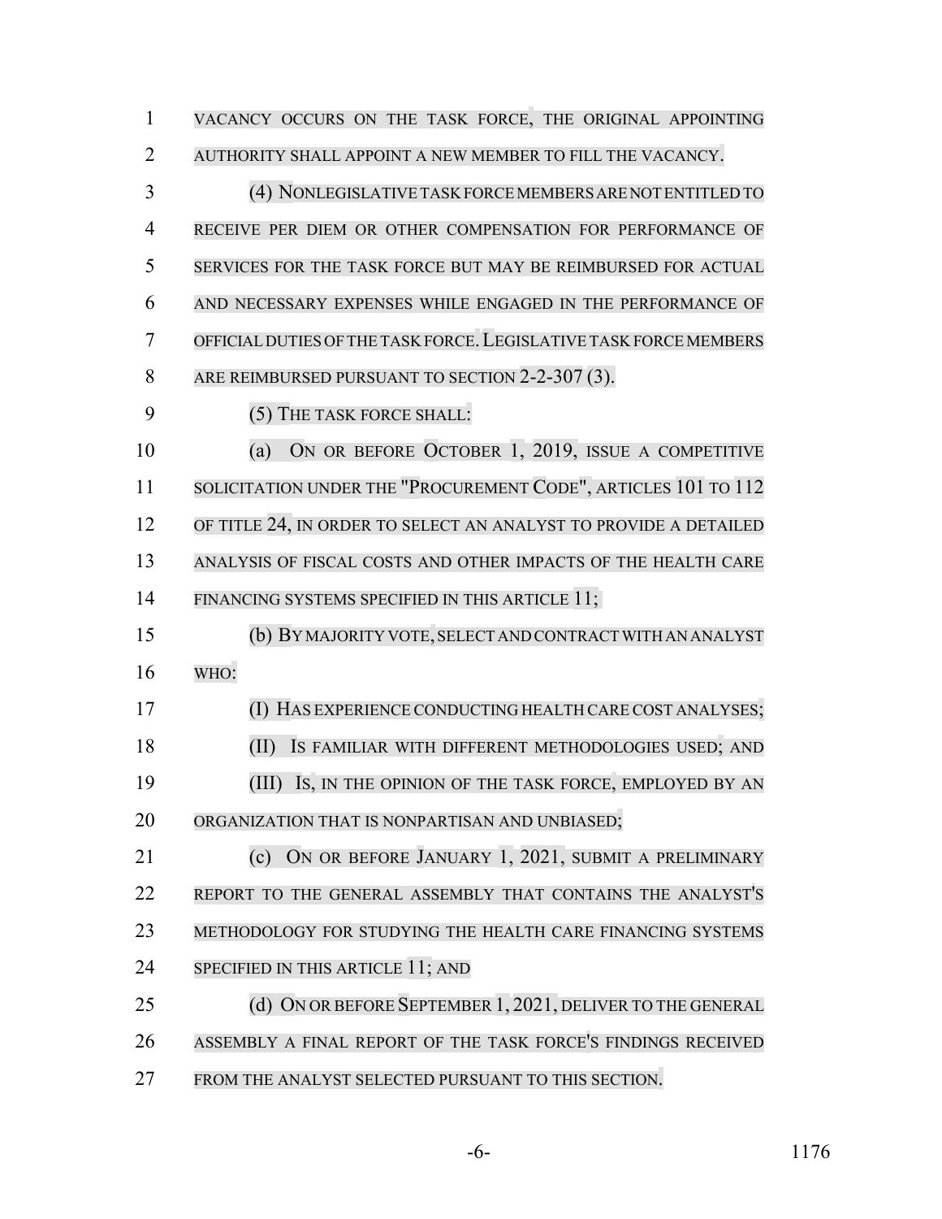VACANCY OCCURS ON THE TASK FORCE, THE ORIGINAL APPOINTING AUTHORITY SHALL APPOINT A NEW MEMBER TO FILL THE VACANCY.

(4) NONLEGISLATIVE TASK FORCE MEMBERS ARE NOT ENTITLED TO RECEIVE PER DIEM OR OTHER COMPENSATION FOR PERFORMANCE OF SERVICES FOR THE TASK FORCE BUT MAY BE REIMBURSED FOR ACTUAL AND NECESSARY EXPENSES WHILE ENGAGED IN THE PERFORMANCE OF OFFICIAL DUTIES OF THE TASK FORCE. LEGISLATIVE TASK FORCE MEMBERS ARE REIMBURSED PURSUANT TO SECTION 2-2-307 (3).

(5) THE TASK FORCE SHALL:

(a) ON OR BEFORE OCTOBER 1, 2019, ISSUE A COMPETITIVE SOLICITATION UNDER THE "PROCUREMENT CODE", ARTICLES 101 TO 112 OF TITLE 24, IN ORDER TO SELECT AN ANALYST TO PROVIDE A DETAILED ANALYSIS OF FISCAL COSTS AND OTHER IMPACTS OF THE HEALTH CARE FINANCING SYSTEMS SPECIFIED IN THIS ARTICLE 11;

(b) BY MAJORITY VOTE, SELECT AND CONTRACT WITH AN ANALYST WHO:

(I) HAS EXPERIENCE CONDUCTING HEALTH CARE COST ANALYSES;

(II) IS FAMILIAR WITH DIFFERENT METHODOLOGIES USED; AND

(III) IS, IN THE OPINION OF THE TASK FORCE, EMPLOYED BY AN ORGANIZATION THAT IS NONPARTISAN AND UNBIASED;

(c) ON OR BEFORE JANUARY 1, 2021, SUBMIT A PRELIMINARY REPORT TO THE GENERAL ASSEMBLY THAT CONTAINS THE ANALYST'S METHODOLOGY FOR STUDYING THE HEALTH CARE FINANCING SYSTEMS SPECIFIED IN THIS ARTICLE 11; AND

(d) ON OR BEFORE SEPTEMBER 1, 2021, DELIVER TO THE GENERAL ASSEMBLY A FINAL REPORT OF THE TASK FORCE'S FINDINGS RECEIVED FROM THE ANALYST SELECTED PURSUANT TO THIS SECTION.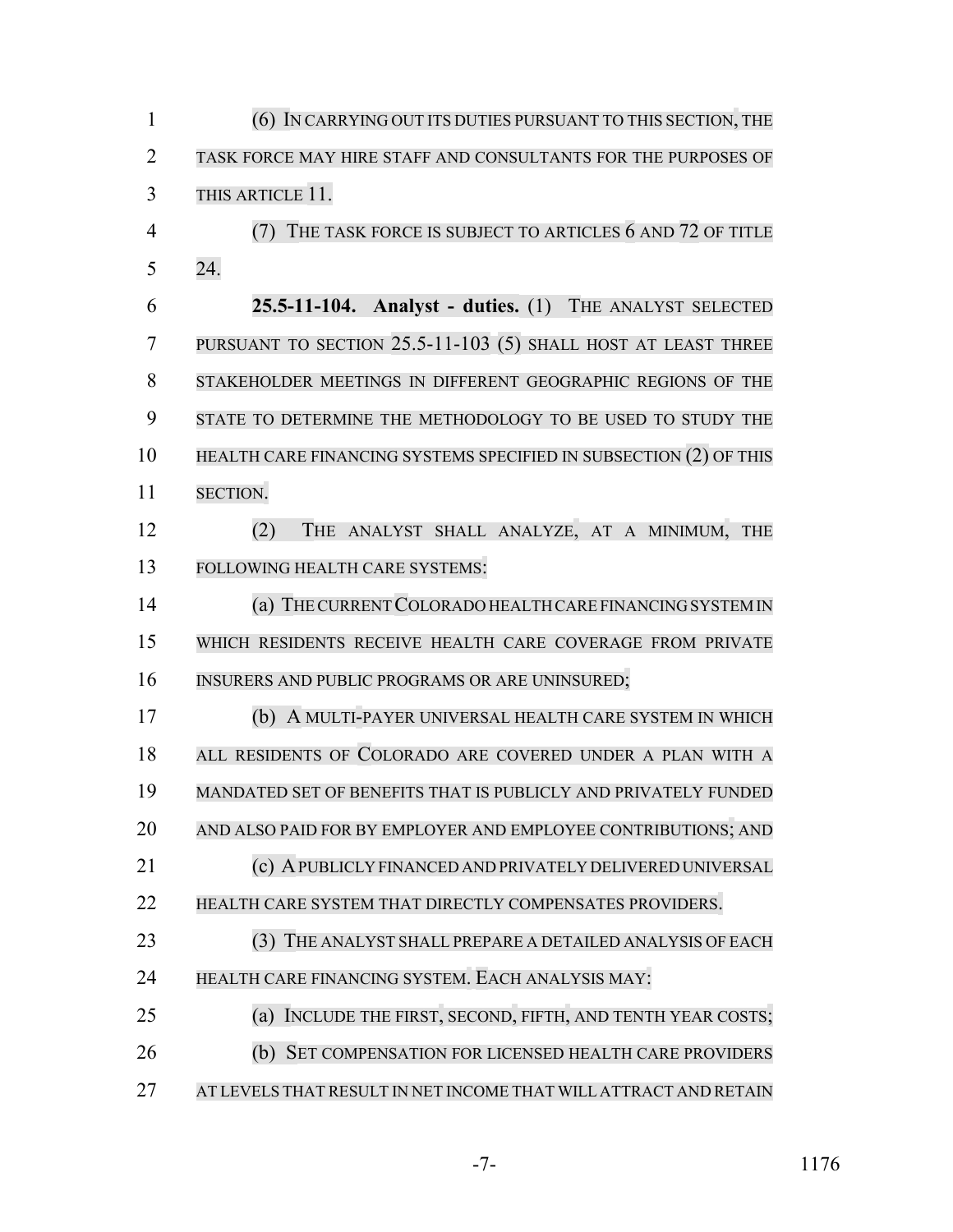(6) IN CARRYING OUT ITS DUTIES PURSUANT TO THIS SECTION, THE TASK FORCE MAY HIRE STAFF AND CONSULTANTS FOR THE PURPOSES OF THIS ARTICLE 11.

(7) THE TASK FORCE IS SUBJECT TO ARTICLES 6 AND 72 OF TITLE 24.

**25.5-11-104. Analyst - duties.** (1) THE ANALYST SELECTED PURSUANT TO SECTION 25.5-11-103 (5) SHALL HOST AT LEAST THREE STAKEHOLDER MEETINGS IN DIFFERENT GEOGRAPHIC REGIONS OF THE STATE TO DETERMINE THE METHODOLOGY TO BE USED TO STUDY THE HEALTH CARE FINANCING SYSTEMS SPECIFIED IN SUBSECTION (2) OF THIS SECTION.

(2) THE ANALYST SHALL ANALYZE, AT A MINIMUM, THE FOLLOWING HEALTH CARE SYSTEMS:

(a) THE CURRENT COLORADO HEALTH CARE FINANCING SYSTEM IN WHICH RESIDENTS RECEIVE HEALTH CARE COVERAGE FROM PRIVATE INSURERS AND PUBLIC PROGRAMS OR ARE UNINSURED;

(b) A MULTI-PAYER UNIVERSAL HEALTH CARE SYSTEM IN WHICH ALL RESIDENTS OF COLORADO ARE COVERED UNDER A PLAN WITH A MANDATED SET OF BENEFITS THAT IS PUBLICLY AND PRIVATELY FUNDED AND ALSO PAID FOR BY EMPLOYER AND EMPLOYEE CONTRIBUTIONS; AND

(c) A PUBLICLY FINANCED AND PRIVATELY DELIVERED UNIVERSAL HEALTH CARE SYSTEM THAT DIRECTLY COMPENSATES PROVIDERS.

(3) THE ANALYST SHALL PREPARE A DETAILED ANALYSIS OF EACH HEALTH CARE FINANCING SYSTEM. EACH ANALYSIS MAY:

(a) INCLUDE THE FIRST, SECOND, FIFTH, AND TENTH YEAR COSTS;

(b) SET COMPENSATION FOR LICENSED HEALTH CARE PROVIDERS AT LEVELS THAT RESULT IN NET INCOME THAT WILL ATTRACT AND RETAIN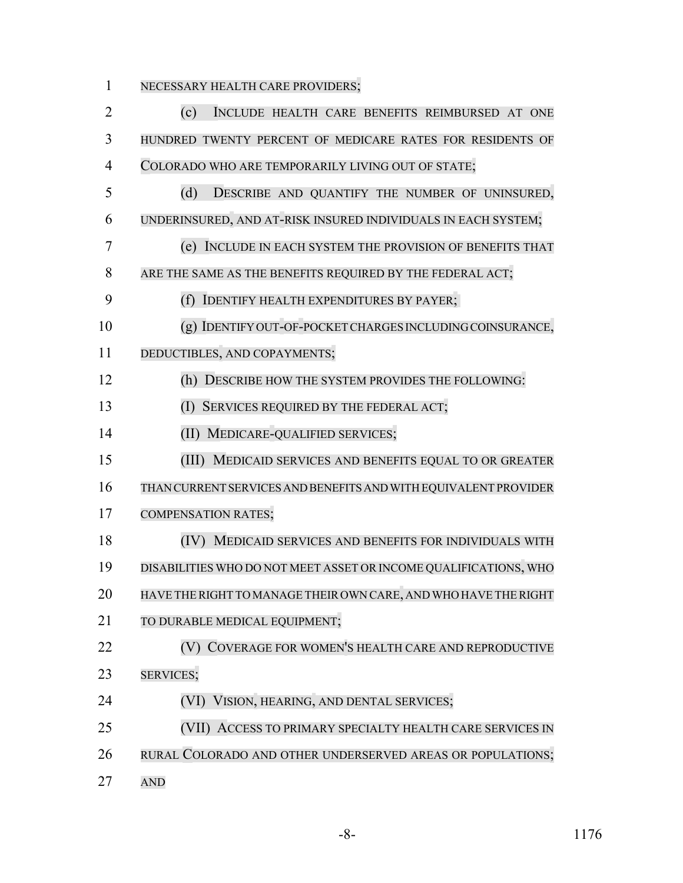NECESSARY HEALTH CARE PROVIDERS;

(c) INCLUDE HEALTH CARE BENEFITS REIMBURSED AT ONE HUNDRED TWENTY PERCENT OF MEDICARE RATES FOR RESIDENTS OF COLORADO WHO ARE TEMPORARILY LIVING OUT OF STATE;

(d) DESCRIBE AND QUANTIFY THE NUMBER OF UNINSURED, UNDERINSURED, AND AT-RISK INSURED INDIVIDUALS IN EACH SYSTEM;

(e) INCLUDE IN EACH SYSTEM THE PROVISION OF BENEFITS THAT ARE THE SAME AS THE BENEFITS REQUIRED BY THE FEDERAL ACT;

(f) IDENTIFY HEALTH EXPENDITURES BY PAYER;

(g) IDENTIFY OUT-OF-POCKET CHARGES INCLUDING COINSURANCE, DEDUCTIBLES, AND COPAYMENTS;

(h) DESCRIBE HOW THE SYSTEM PROVIDES THE FOLLOWING:

(I) SERVICES REQUIRED BY THE FEDERAL ACT;

(II) MEDICARE-QUALIFIED SERVICES;

(III) MEDICAID SERVICES AND BENEFITS EQUAL TO OR GREATER THAN CURRENT SERVICES AND BENEFITS AND WITH EQUIVALENT PROVIDER COMPENSATION RATES;

(IV) MEDICAID SERVICES AND BENEFITS FOR INDIVIDUALS WITH DISABILITIES WHO DO NOT MEET ASSET OR INCOME QUALIFICATIONS, WHO HAVE THE RIGHT TO MANAGE THEIR OWN CARE, AND WHO HAVE THE RIGHT TO DURABLE MEDICAL EQUIPMENT;

(V) COVERAGE FOR WOMEN'S HEALTH CARE AND REPRODUCTIVE SERVICES;

(VI) VISION, HEARING, AND DENTAL SERVICES;

(VII) ACCESS TO PRIMARY SPECIALTY HEALTH CARE SERVICES IN RURAL COLORADO AND OTHER UNDERSERVED AREAS OR POPULATIONS; AND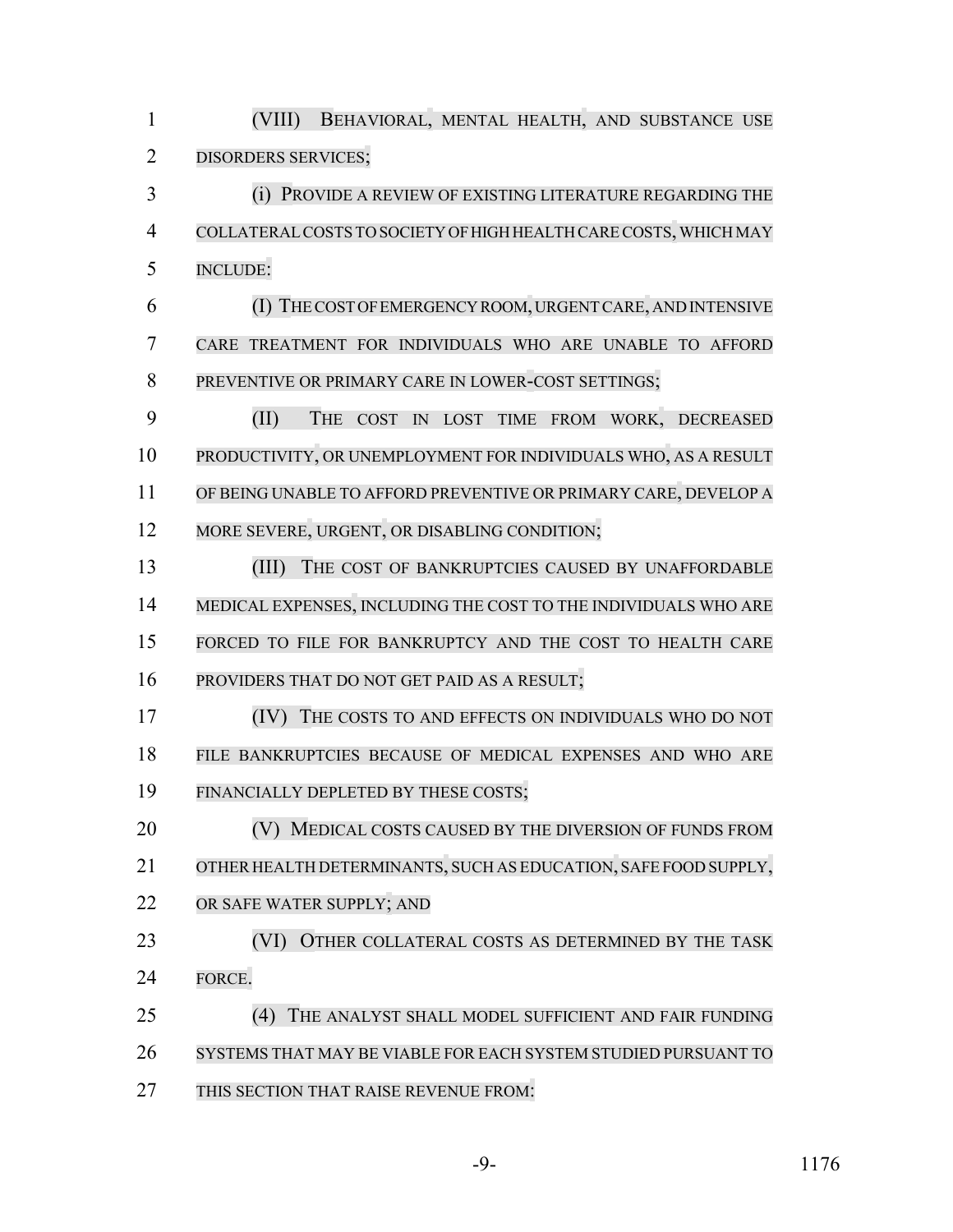(VIII) BEHAVIORAL, MENTAL HEALTH, AND SUBSTANCE USE DISORDERS SERVICES;

(i) PROVIDE A REVIEW OF EXISTING LITERATURE REGARDING THE COLLATERAL COSTS TO SOCIETY OF HIGH HEALTH CARE COSTS, WHICH MAY INCLUDE:

(I) THE COST OF EMERGENCY ROOM, URGENT CARE, AND INTENSIVE CARE TREATMENT FOR INDIVIDUALS WHO ARE UNABLE TO AFFORD PREVENTIVE OR PRIMARY CARE IN LOWER-COST SETTINGS;

(II) THE COST IN LOST TIME FROM WORK, DECREASED PRODUCTIVITY, OR UNEMPLOYMENT FOR INDIVIDUALS WHO, AS A RESULT OF BEING UNABLE TO AFFORD PREVENTIVE OR PRIMARY CARE, DEVELOP A MORE SEVERE, URGENT, OR DISABLING CONDITION;

(III) THE COST OF BANKRUPTCIES CAUSED BY UNAFFORDABLE MEDICAL EXPENSES, INCLUDING THE COST TO THE INDIVIDUALS WHO ARE FORCED TO FILE FOR BANKRUPTCY AND THE COST TO HEALTH CARE PROVIDERS THAT DO NOT GET PAID AS A RESULT;

(IV) THE COSTS TO AND EFFECTS ON INDIVIDUALS WHO DO NOT FILE BANKRUPTCIES BECAUSE OF MEDICAL EXPENSES AND WHO ARE FINANCIALLY DEPLETED BY THESE COSTS;

(V) MEDICAL COSTS CAUSED BY THE DIVERSION OF FUNDS FROM OTHER HEALTH DETERMINANTS, SUCH AS EDUCATION, SAFE FOOD SUPPLY, OR SAFE WATER SUPPLY; AND

(VI) OTHER COLLATERAL COSTS AS DETERMINED BY THE TASK FORCE.

(4) THE ANALYST SHALL MODEL SUFFICIENT AND FAIR FUNDING SYSTEMS THAT MAY BE VIABLE FOR EACH SYSTEM STUDIED PURSUANT TO THIS SECTION THAT RAISE REVENUE FROM: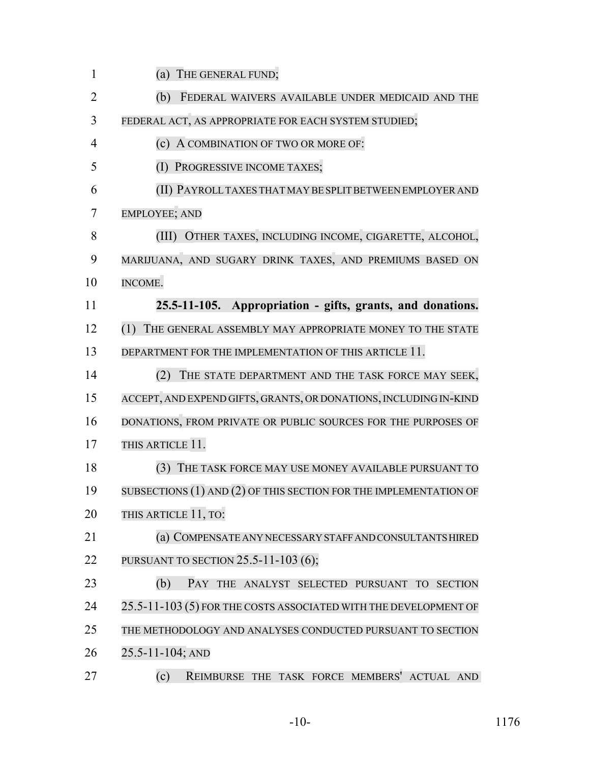(a) THE GENERAL FUND;

(b) FEDERAL WAIVERS AVAILABLE UNDER MEDICAID AND THE FEDERAL ACT, AS APPROPRIATE FOR EACH SYSTEM STUDIED;

(c) A COMBINATION OF TWO OR MORE OF:

(I) PROGRESSIVE INCOME TAXES;

(II) PAYROLL TAXES THAT MAY BE SPLIT BETWEEN EMPLOYER AND EMPLOYEE; AND

(III) OTHER TAXES, INCLUDING INCOME, CIGARETTE, ALCOHOL, MARIJUANA, AND SUGARY DRINK TAXES, AND PREMIUMS BASED ON INCOME.

**25.5-11-105. Appropriation - gifts, grants, and donations.** (1) THE GENERAL ASSEMBLY MAY APPROPRIATE MONEY TO THE STATE DEPARTMENT FOR THE IMPLEMENTATION OF THIS ARTICLE 11.

(2) THE STATE DEPARTMENT AND THE TASK FORCE MAY SEEK, ACCEPT, AND EXPEND GIFTS, GRANTS, OR DONATIONS, INCLUDING IN-KIND DONATIONS, FROM PRIVATE OR PUBLIC SOURCES FOR THE PURPOSES OF THIS ARTICLE 11.

(3) THE TASK FORCE MAY USE MONEY AVAILABLE PURSUANT TO SUBSECTIONS (1) AND (2) OF THIS SECTION FOR THE IMPLEMENTATION OF THIS ARTICLE 11, TO:

(a) COMPENSATE ANY NECESSARY STAFF AND CONSULTANTS HIRED PURSUANT TO SECTION 25.5-11-103 (6);

(b) PAY THE ANALYST SELECTED PURSUANT TO SECTION 25.5-11-103 (5) FOR THE COSTS ASSOCIATED WITH THE DEVELOPMENT OF THE METHODOLOGY AND ANALYSES CONDUCTED PURSUANT TO SECTION 25.5-11-104; AND

(c) REIMBURSE THE TASK FORCE MEMBERS' ACTUAL AND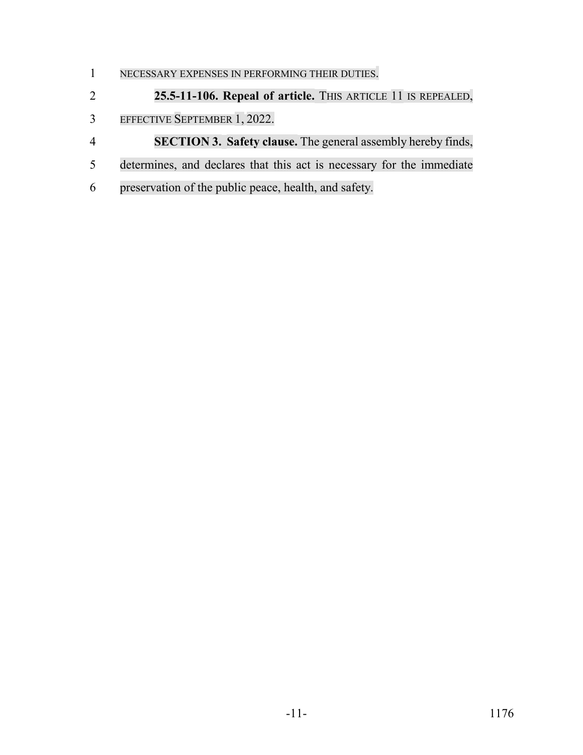NECESSARY EXPENSES IN PERFORMING THEIR DUTIES.

**25.5-11-106. Repeal of article.** THIS ARTICLE 11 IS REPEALED, EFFECTIVE SEPTEMBER 1, 2022.

**SECTION 3. Safety clause.** The general assembly hereby finds, determines, and declares that this act is necessary for the immediate preservation of the public peace, health, and safety.